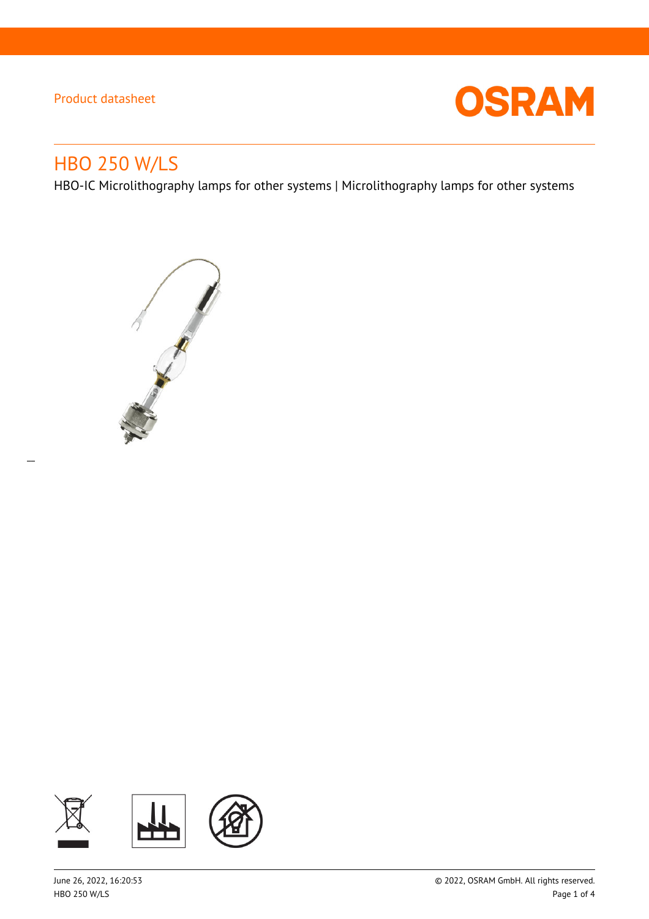Product datasheet

# HBO 250 W/LS

HBO-IC Microlithography lamps for other systems | Microlithography lamps for other systems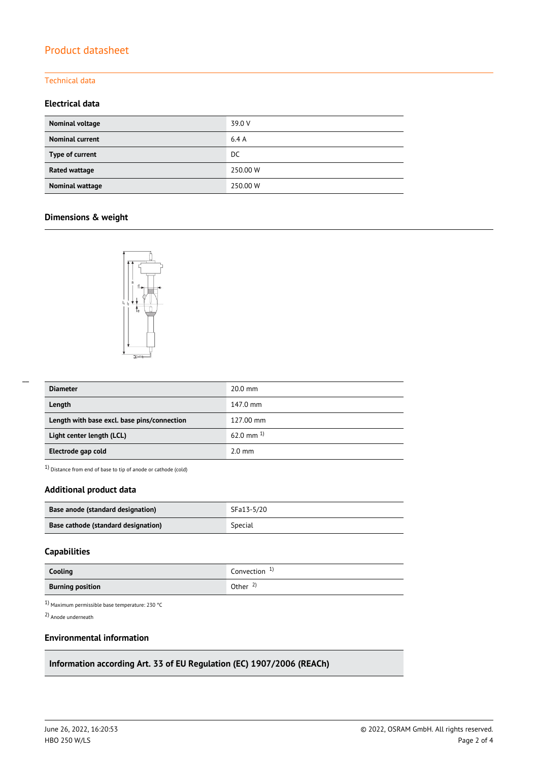## Technical data

### Electrical data

| Nominal voltage | 39.0 V |
| --- | --- |
| Nominal current | 6.4 A |
| Type of current | DC |
| Rated wattage | 250.00 W |
| Nominal wattage | 250.00 W |

### Dimensions & weight

| Diameter | 20.0 mm |
| --- | --- |
| Length | 147.0 mm |
| Length with base excl. base pins/connection | 127.00 mm |
| Light center length (LCL) | 62.0 mm [1] |
| Electrode gap cold | 2.0 mm |

[1] Distance from end of base to tip of anode or cathode (cold)

### Additional product data

| Base anode (standard designation) | SFa13-5/20 |
| --- | --- |
| Base cathode (standard designation) | Special |

### Capabilities

| Cooling | Convection [1] |
| --- | --- |
| Burning position | Other [2] |

[1] Maximum permissible base temperature: 230 °C

[2] Anode underneath

### Environmental information

**Information according Art. 33 of EU Regulation (EC) 1907/2006 (REACh)**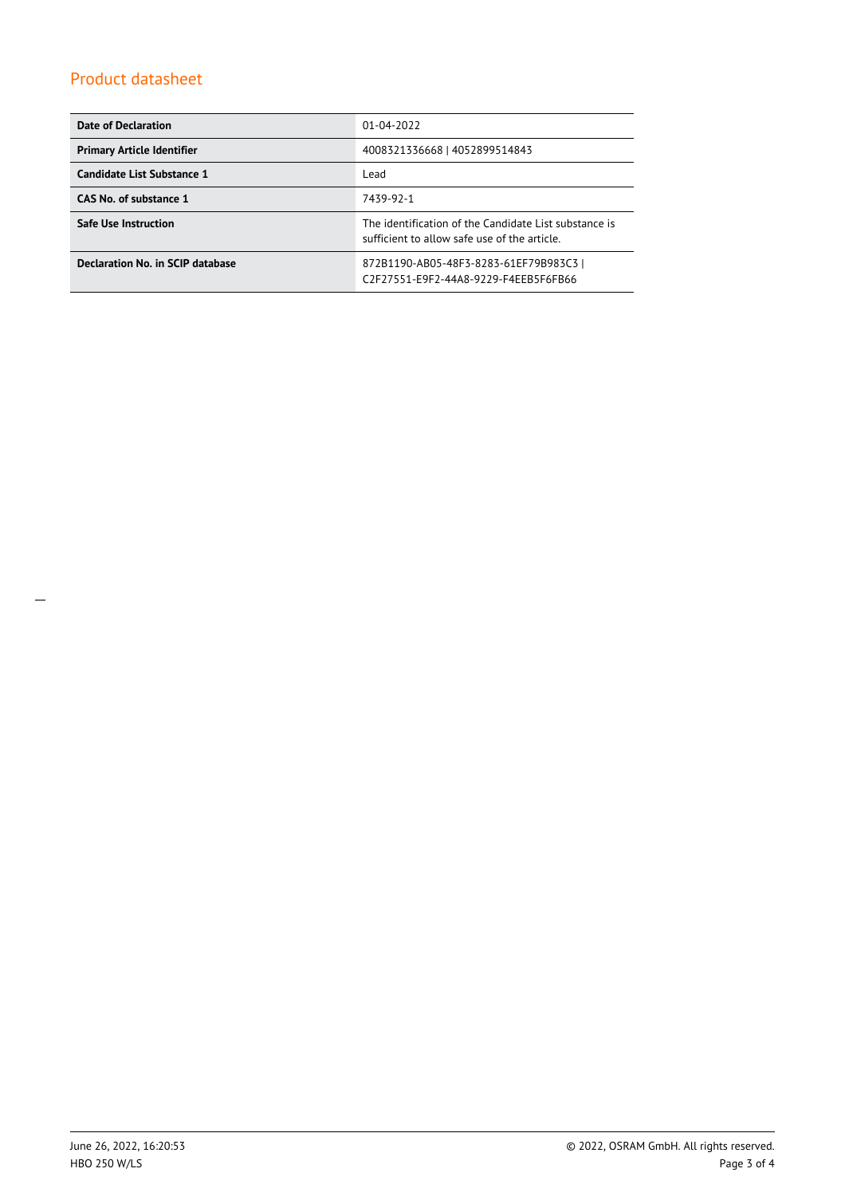## Product datasheet

| Date of Declaration | 01-04-2022 |
|---|---|
| Primary Article Identifier | 4008321336668 \| 4052899514843 |
| Candidate List Substance 1 | Lead |
| CAS No. of substance 1 | 7439-92-1 |
| Safe Use Instruction | The identification of the Candidate List substance is sufficient to allow safe use of the article. |
| Declaration No. in SCIP database | 872B1190-AB05-48F3-8283-61EF79B983C3 \| C2F27551-E9F2-44A8-9229-F4EEB5F6FB66 |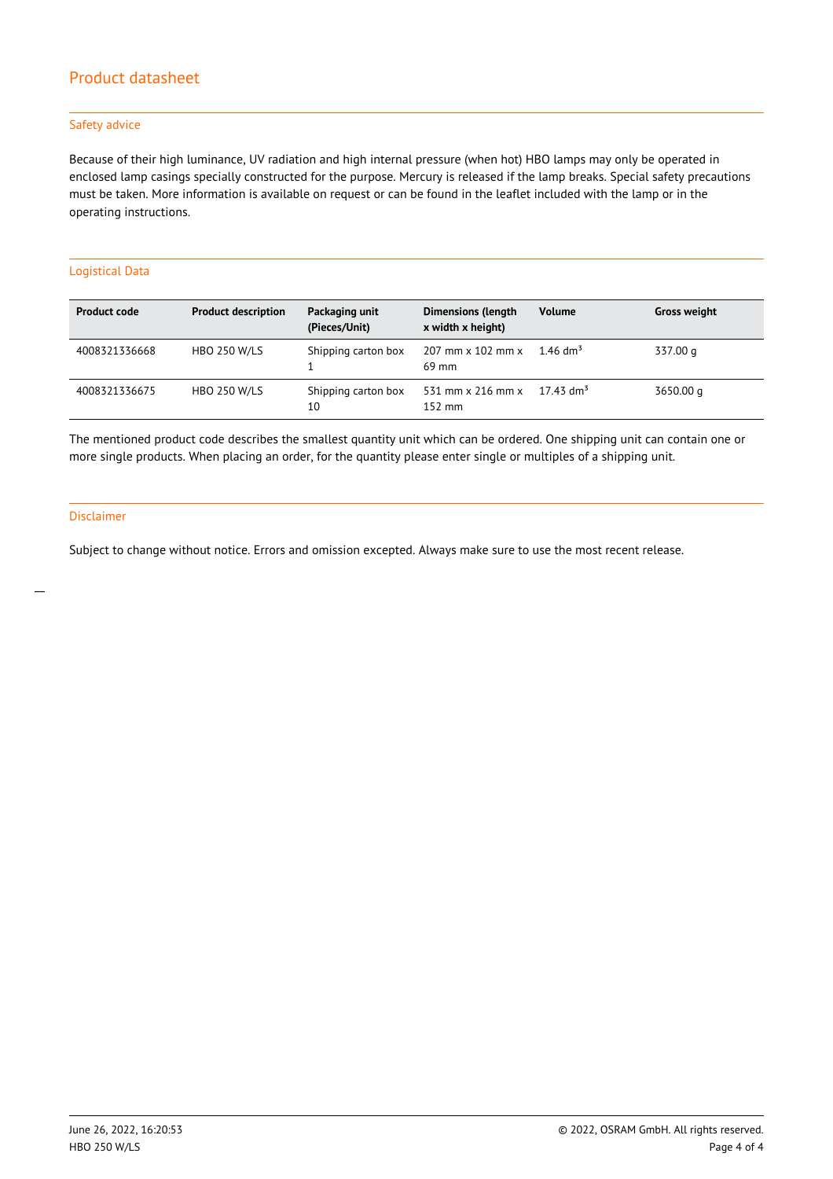## Safety advice

Because of their high luminance, UV radiation and high internal pressure (when hot) HBO lamps may only be operated in enclosed lamp casings specially constructed for the purpose. Mercury is released if the lamp breaks. Special safety precautions must be taken. More information is available on request or can be found in the leaflet included with the lamp or in the operating instructions.

## Logistical Data

| Product code | Product description | Packaging unit (Pieces/Unit) | Dimensions (length x width x height) | Volume | Gross weight |
|---|---|---|---|---|---|
| 4008321336668 | HBO 250 W/LS | Shipping carton box 1 | 207 mm x 102 mm x 69 mm | 1.46 $dm^3$ | 337.00 g |
| 4008321336675 | HBO 250 W/LS | Shipping carton box 10 | 531 mm x 216 mm x 152 mm | 17.43 $dm^3$ | 3650.00 g |

The mentioned product code describes the smallest quantity unit which can be ordered. One shipping unit can contain one or more single products. When placing an order, for the quantity please enter single or multiples of a shipping unit.

## Disclaimer

Subject to change without notice. Errors and omission excepted. Always make sure to use the most recent release.